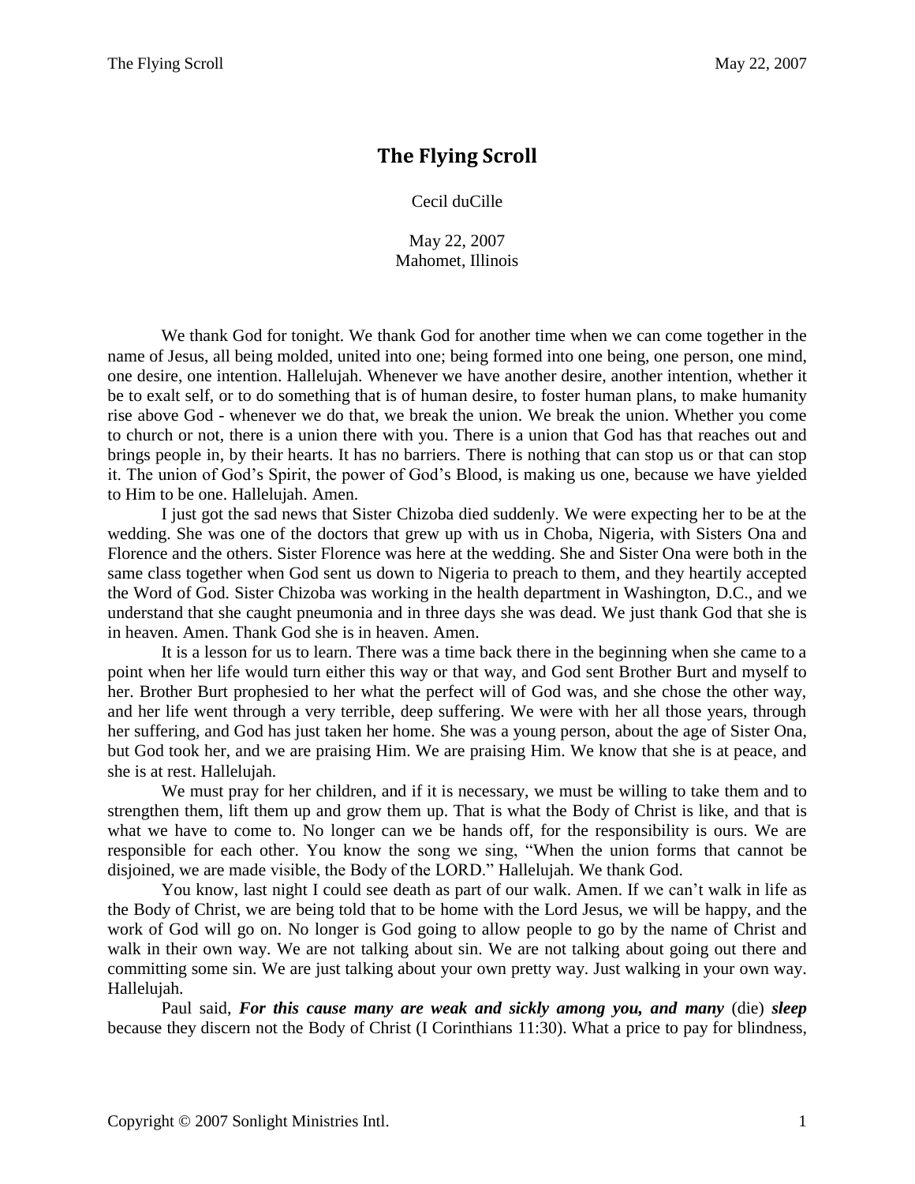# The Flying Scroll

Cecil duCille

May 22, 2007
Mahomet, Illinois

We thank God for tonight. We thank God for another time when we can come together in the name of Jesus, all being molded, united into one; being formed into one being, one person, one mind, one desire, one intention. Hallelujah. Whenever we have another desire, another intention, whether it be to exalt self, or to do something that is of human desire, to foster human plans, to make humanity rise above God - whenever we do that, we break the union. We break the union. Whether you come to church or not, there is a union there with you. There is a union that God has that reaches out and brings people in, by their hearts. It has no barriers. There is nothing that can stop us or that can stop it. The union of God's Spirit, the power of God's Blood, is making us one, because we have yielded to Him to be one. Hallelujah. Amen.

I just got the sad news that Sister Chizoba died suddenly. We were expecting her to be at the wedding. She was one of the doctors that grew up with us in Choba, Nigeria, with Sisters Ona and Florence and the others. Sister Florence was here at the wedding. She and Sister Ona were both in the same class together when God sent us down to Nigeria to preach to them, and they heartily accepted the Word of God. Sister Chizoba was working in the health department in Washington, D.C., and we understand that she caught pneumonia and in three days she was dead. We just thank God that she is in heaven. Amen. Thank God she is in heaven. Amen.

It is a lesson for us to learn. There was a time back there in the beginning when she came to a point when her life would turn either this way or that way, and God sent Brother Burt and myself to her. Brother Burt prophesied to her what the perfect will of God was, and she chose the other way, and her life went through a very terrible, deep suffering. We were with her all those years, through her suffering, and God has just taken her home. She was a young person, about the age of Sister Ona, but God took her, and we are praising Him. We are praising Him. We know that she is at peace, and she is at rest. Hallelujah.

We must pray for her children, and if it is necessary, we must be willing to take them and to strengthen them, lift them up and grow them up. That is what the Body of Christ is like, and that is what we have to come to. No longer can we be hands off, for the responsibility is ours. We are responsible for each other. You know the song we sing, "When the union forms that cannot be disjoined, we are made visible, the Body of the LORD." Hallelujah. We thank God.

You know, last night I could see death as part of our walk. Amen. If we can't walk in life as the Body of Christ, we are being told that to be home with the Lord Jesus, we will be happy, and the work of God will go on. No longer is God going to allow people to go by the name of Christ and walk in their own way. We are not talking about sin. We are not talking about going out there and committing some sin. We are just talking about your own pretty way. Just walking in your own way. Hallelujah.

Paul said, ***For this cause many are weak and sickly among you, and many*** (die) ***sleep*** because they discern not the Body of Christ (I Corinthians 11:30). What a price to pay for blindness,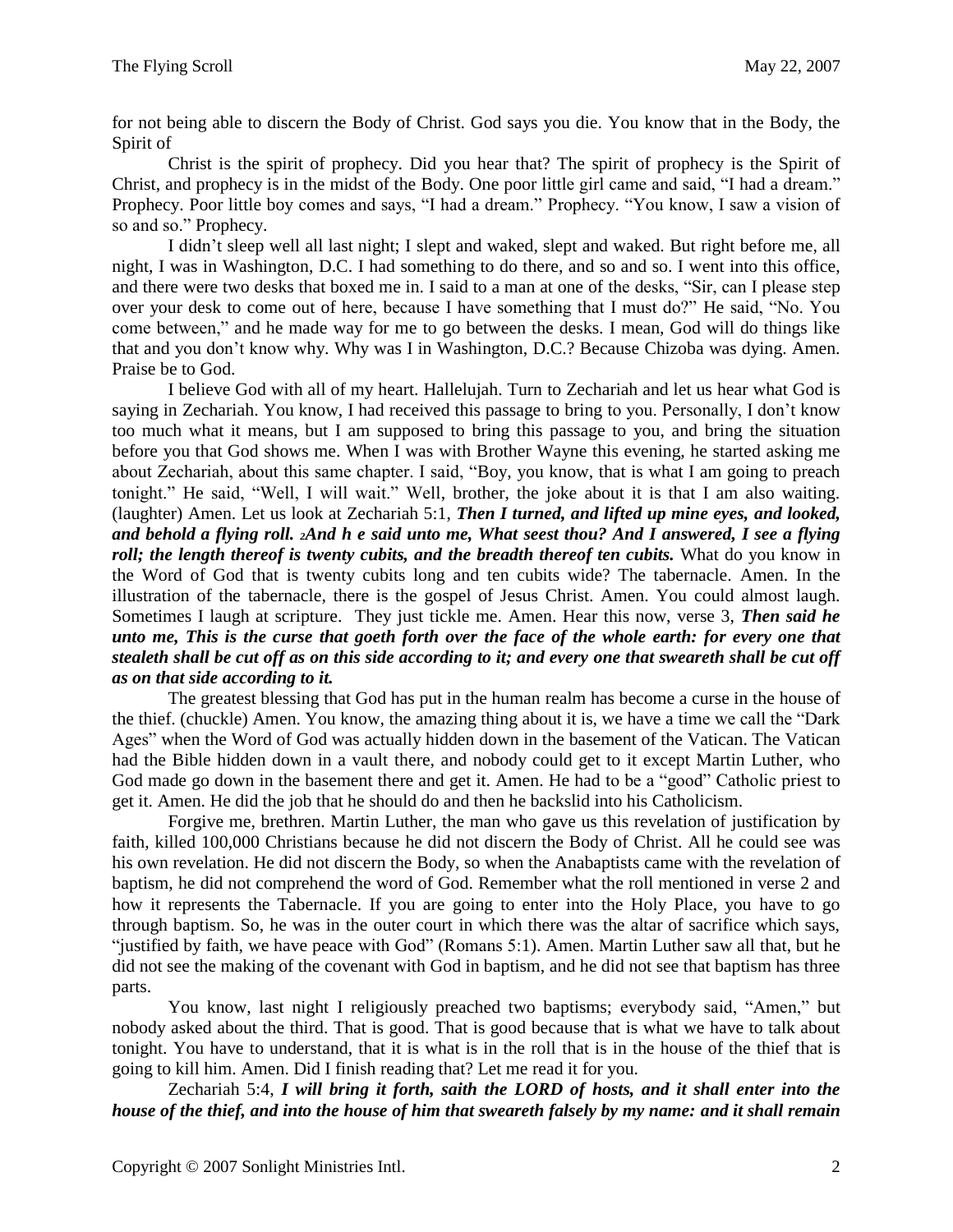for not being able to discern the Body of Christ. God says you die. You know that in the Body, the Spirit of

Christ is the spirit of prophecy. Did you hear that? The spirit of prophecy is the Spirit of Christ, and prophecy is in the midst of the Body. One poor little girl came and said, "I had a dream." Prophecy. Poor little boy comes and says, "I had a dream." Prophecy. "You know, I saw a vision of so and so." Prophecy.

I didn't sleep well all last night; I slept and waked, slept and waked. But right before me, all night, I was in Washington, D.C. I had something to do there, and so and so. I went into this office, and there were two desks that boxed me in. I said to a man at one of the desks, "Sir, can I please step over your desk to come out of here, because I have something that I must do?" He said, "No. You come between," and he made way for me to go between the desks. I mean, God will do things like that and you don't know why. Why was I in Washington, D.C.? Because Chizoba was dying. Amen. Praise be to God.

I believe God with all of my heart. Hallelujah. Turn to Zechariah and let us hear what God is saying in Zechariah. You know, I had received this passage to bring to you. Personally, I don't know too much what it means, but I am supposed to bring this passage to you, and bring the situation before you that God shows me. When I was with Brother Wayne this evening, he started asking me about Zechariah, about this same chapter. I said, "Boy, you know, that is what I am going to preach tonight." He said, "Well, I will wait." Well, brother, the joke about it is that I am also waiting. (laughter) Amen. Let us look at Zechariah 5:1, ***Then I turned, and lifted up mine eyes, and looked, and behold a flying roll. 2And h e said unto me, What seest thou? And I answered, I see a flying roll; the length thereof is twenty cubits, and the breadth thereof ten cubits.*** What do you know in the Word of God that is twenty cubits long and ten cubits wide? The tabernacle. Amen. In the illustration of the tabernacle, there is the gospel of Jesus Christ. Amen. You could almost laugh. Sometimes I laugh at scripture. They just tickle me. Amen. Hear this now, verse 3, ***Then said he unto me, This is the curse that goeth forth over the face of the whole earth: for every one that stealeth shall be cut off as on this side according to it; and every one that sweareth shall be cut off as on that side according to it.***

The greatest blessing that God has put in the human realm has become a curse in the house of the thief. (chuckle) Amen. You know, the amazing thing about it is, we have a time we call the "Dark Ages" when the Word of God was actually hidden down in the basement of the Vatican. The Vatican had the Bible hidden down in a vault there, and nobody could get to it except Martin Luther, who God made go down in the basement there and get it. Amen. He had to be a "good" Catholic priest to get it. Amen. He did the job that he should do and then he backslid into his Catholicism.

Forgive me, brethren. Martin Luther, the man who gave us this revelation of justification by faith, killed 100,000 Christians because he did not discern the Body of Christ. All he could see was his own revelation. He did not discern the Body, so when the Anabaptists came with the revelation of baptism, he did not comprehend the word of God. Remember what the roll mentioned in verse 2 and how it represents the Tabernacle. If you are going to enter into the Holy Place, you have to go through baptism. So, he was in the outer court in which there was the altar of sacrifice which says, "justified by faith, we have peace with God" (Romans 5:1). Amen. Martin Luther saw all that, but he did not see the making of the covenant with God in baptism, and he did not see that baptism has three parts.

You know, last night I religiously preached two baptisms; everybody said, "Amen," but nobody asked about the third. That is good. That is good because that is what we have to talk about tonight. You have to understand, that it is what is in the roll that is in the house of the thief that is going to kill him. Amen. Did I finish reading that? Let me read it for you.

Zechariah 5:4, ***I will bring it forth, saith the LORD of hosts, and it shall enter into the house of the thief, and into the house of him that sweareth falsely by my name: and it shall remain***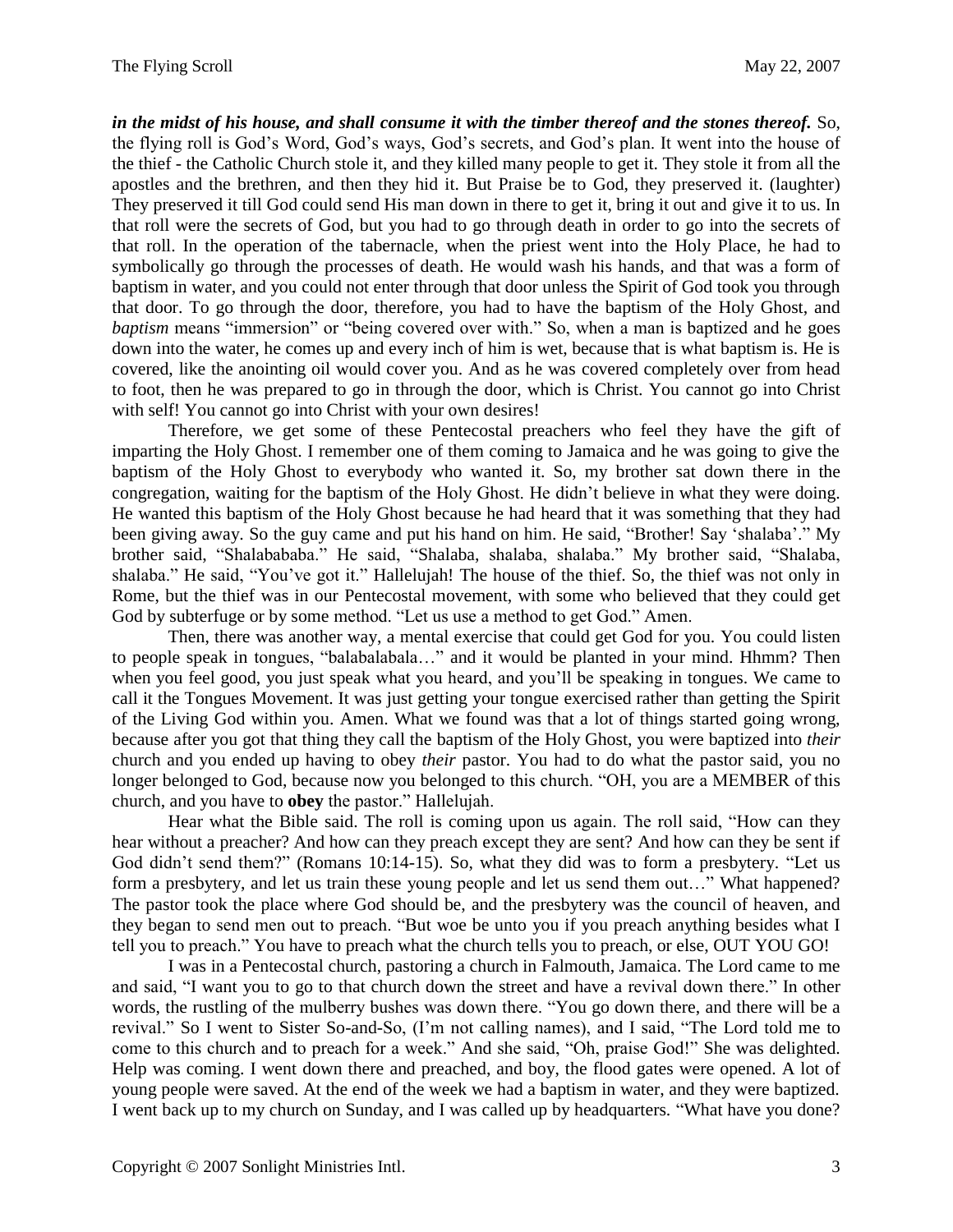***in the midst of his house, and shall consume it with the timber thereof and the stones thereof.*** So, the flying roll is God's Word, God's ways, God's secrets, and God's plan. It went into the house of the thief - the Catholic Church stole it, and they killed many people to get it. They stole it from all the apostles and the brethren, and then they hid it. But Praise be to God, they preserved it. (laughter) They preserved it till God could send His man down in there to get it, bring it out and give it to us. In that roll were the secrets of God, but you had to go through death in order to go into the secrets of that roll. In the operation of the tabernacle, when the priest went into the Holy Place, he had to symbolically go through the processes of death. He would wash his hands, and that was a form of baptism in water, and you could not enter through that door unless the Spirit of God took you through that door. To go through the door, therefore, you had to have the baptism of the Holy Ghost, and *baptism* means "immersion" or "being covered over with." So, when a man is baptized and he goes down into the water, he comes up and every inch of him is wet, because that is what baptism is. He is covered, like the anointing oil would cover you. And as he was covered completely over from head to foot, then he was prepared to go in through the door, which is Christ. You cannot go into Christ with self! You cannot go into Christ with your own desires!

Therefore, we get some of these Pentecostal preachers who feel they have the gift of imparting the Holy Ghost. I remember one of them coming to Jamaica and he was going to give the baptism of the Holy Ghost to everybody who wanted it. So, my brother sat down there in the congregation, waiting for the baptism of the Holy Ghost. He didn't believe in what they were doing. He wanted this baptism of the Holy Ghost because he had heard that it was something that they had been giving away. So the guy came and put his hand on him. He said, "Brother! Say 'shalaba'." My brother said, "Shalabababa." He said, "Shalaba, shalaba, shalaba." My brother said, "Shalaba, shalaba." He said, "You've got it." Hallelujah! The house of the thief. So, the thief was not only in Rome, but the thief was in our Pentecostal movement, with some who believed that they could get God by subterfuge or by some method. "Let us use a method to get God." Amen.

Then, there was another way, a mental exercise that could get God for you. You could listen to people speak in tongues, "balabalabala…" and it would be planted in your mind. Hhmm? Then when you feel good, you just speak what you heard, and you'll be speaking in tongues. We came to call it the Tongues Movement. It was just getting your tongue exercised rather than getting the Spirit of the Living God within you. Amen. What we found was that a lot of things started going wrong, because after you got that thing they call the baptism of the Holy Ghost, you were baptized into *their* church and you ended up having to obey *their* pastor. You had to do what the pastor said, you no longer belonged to God, because now you belonged to this church. "OH, you are a MEMBER of this church, and you have to **obey** the pastor." Hallelujah.

Hear what the Bible said. The roll is coming upon us again. The roll said, "How can they hear without a preacher? And how can they preach except they are sent? And how can they be sent if God didn't send them?" (Romans 10:14-15). So, what they did was to form a presbytery. "Let us form a presbytery, and let us train these young people and let us send them out…" What happened? The pastor took the place where God should be, and the presbytery was the council of heaven, and they began to send men out to preach. "But woe be unto you if you preach anything besides what I tell you to preach." You have to preach what the church tells you to preach, or else, OUT YOU GO!

I was in a Pentecostal church, pastoring a church in Falmouth, Jamaica. The Lord came to me and said, "I want you to go to that church down the street and have a revival down there." In other words, the rustling of the mulberry bushes was down there. "You go down there, and there will be a revival." So I went to Sister So-and-So, (I'm not calling names), and I said, "The Lord told me to come to this church and to preach for a week." And she said, "Oh, praise God!" She was delighted. Help was coming. I went down there and preached, and boy, the flood gates were opened. A lot of young people were saved. At the end of the week we had a baptism in water, and they were baptized. I went back up to my church on Sunday, and I was called up by headquarters. "What have you done?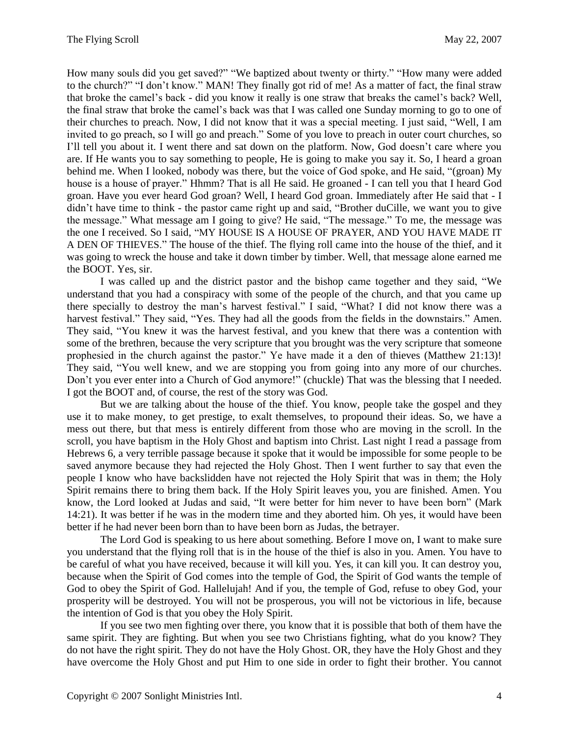How many souls did you get saved?" "We baptized about twenty or thirty." "How many were added to the church?" "I don't know." MAN! They finally got rid of me! As a matter of fact, the final straw that broke the camel's back - did you know it really is one straw that breaks the camel's back? Well, the final straw that broke the camel's back was that I was called one Sunday morning to go to one of their churches to preach. Now, I did not know that it was a special meeting. I just said, "Well, I am invited to go preach, so I will go and preach." Some of you love to preach in outer court churches, so I'll tell you about it. I went there and sat down on the platform. Now, God doesn't care where you are. If He wants you to say something to people, He is going to make you say it. So, I heard a groan behind me. When I looked, nobody was there, but the voice of God spoke, and He said, "(groan) My house is a house of prayer." Hhmm? That is all He said. He groaned - I can tell you that I heard God groan. Have you ever heard God groan? Well, I heard God groan. Immediately after He said that - I didn't have time to think - the pastor came right up and said, "Brother duCille, we want you to give the message." What message am I going to give? He said, "The message." To me, the message was the one I received. So I said, "MY HOUSE IS A HOUSE OF PRAYER, AND YOU HAVE MADE IT A DEN OF THIEVES." The house of the thief. The flying roll came into the house of the thief, and it was going to wreck the house and take it down timber by timber. Well, that message alone earned me the BOOT. Yes, sir.

I was called up and the district pastor and the bishop came together and they said, "We understand that you had a conspiracy with some of the people of the church, and that you came up there specially to destroy the man's harvest festival." I said, "What? I did not know there was a harvest festival." They said, "Yes. They had all the goods from the fields in the downstairs." Amen. They said, "You knew it was the harvest festival, and you knew that there was a contention with some of the brethren, because the very scripture that you brought was the very scripture that someone prophesied in the church against the pastor." Ye have made it a den of thieves (Matthew 21:13)! They said, "You well knew, and we are stopping you from going into any more of our churches. Don't you ever enter into a Church of God anymore!" (chuckle) That was the blessing that I needed. I got the BOOT and, of course, the rest of the story was God.

But we are talking about the house of the thief. You know, people take the gospel and they use it to make money, to get prestige, to exalt themselves, to propound their ideas. So, we have a mess out there, but that mess is entirely different from those who are moving in the scroll. In the scroll, you have baptism in the Holy Ghost and baptism into Christ. Last night I read a passage from Hebrews 6, a very terrible passage because it spoke that it would be impossible for some people to be saved anymore because they had rejected the Holy Ghost. Then I went further to say that even the people I know who have backslidden have not rejected the Holy Spirit that was in them; the Holy Spirit remains there to bring them back. If the Holy Spirit leaves you, you are finished. Amen. You know, the Lord looked at Judas and said, "It were better for him never to have been born" (Mark 14:21). It was better if he was in the modern time and they aborted him. Oh yes, it would have been better if he had never been born than to have been born as Judas, the betrayer.

The Lord God is speaking to us here about something. Before I move on, I want to make sure you understand that the flying roll that is in the house of the thief is also in you. Amen. You have to be careful of what you have received, because it will kill you. Yes, it can kill you. It can destroy you, because when the Spirit of God comes into the temple of God, the Spirit of God wants the temple of God to obey the Spirit of God. Hallelujah! And if you, the temple of God, refuse to obey God, your prosperity will be destroyed. You will not be prosperous, you will not be victorious in life, because the intention of God is that you obey the Holy Spirit.

If you see two men fighting over there, you know that it is possible that both of them have the same spirit. They are fighting. But when you see two Christians fighting, what do you know? They do not have the right spirit. They do not have the Holy Ghost. OR, they have the Holy Ghost and they have overcome the Holy Ghost and put Him to one side in order to fight their brother. You cannot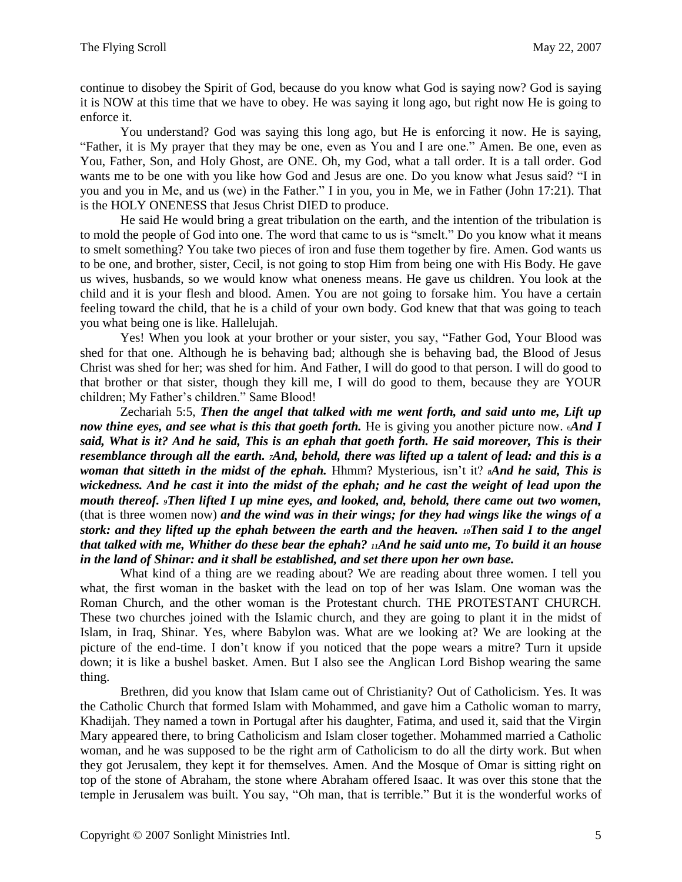continue to disobey the Spirit of God, because do you know what God is saying now? God is saying it is NOW at this time that we have to obey. He was saying it long ago, but right now He is going to enforce it.

You understand? God was saying this long ago, but He is enforcing it now. He is saying, "Father, it is My prayer that they may be one, even as You and I are one." Amen. Be one, even as You, Father, Son, and Holy Ghost, are ONE. Oh, my God, what a tall order. It is a tall order. God wants me to be one with you like how God and Jesus are one. Do you know what Jesus said? "I in you and you in Me, and us (we) in the Father." I in you, you in Me, we in Father (John 17:21). That is the HOLY ONENESS that Jesus Christ DIED to produce.

He said He would bring a great tribulation on the earth, and the intention of the tribulation is to mold the people of God into one. The word that came to us is "smelt." Do you know what it means to smelt something? You take two pieces of iron and fuse them together by fire. Amen. God wants us to be one, and brother, sister, Cecil, is not going to stop Him from being one with His Body. He gave us wives, husbands, so we would know what oneness means. He gave us children. You look at the child and it is your flesh and blood. Amen. You are not going to forsake him. You have a certain feeling toward the child, that he is a child of your own body. God knew that that was going to teach you what being one is like. Hallelujah.

Yes! When you look at your brother or your sister, you say, "Father God, Your Blood was shed for that one. Although he is behaving bad; although she is behaving bad, the Blood of Jesus Christ was shed for her; was shed for him. And Father, I will do good to that person. I will do good to that brother or that sister, though they kill me, I will do good to them, because they are YOUR children; My Father's children." Same Blood!

Zechariah 5:5, ***Then the angel that talked with me went forth, and said unto me, Lift up now thine eyes, and see what is this that goeth forth.*** He is giving you another picture now. [6]***And I said, What is it? And he said, This is an ephah that goeth forth. He said moreover, This is their resemblance through all the earth.*** [7]***And, behold, there was lifted up a talent of lead: and this is a woman that sitteth in the midst of the ephah.*** Hhmm? Mysterious, isn't it? [8]***And he said, This is wickedness. And he cast it into the midst of the ephah; and he cast the weight of lead upon the mouth thereof.*** [9]***Then lifted I up mine eyes, and looked, and, behold, there came out two women,*** (that is three women now) ***and the wind was in their wings; for they had wings like the wings of a stork: and they lifted up the ephah between the earth and the heaven.*** [10]***Then said I to the angel that talked with me, Whither do these bear the ephah?*** [11]***And he said unto me, To build it an house in the land of Shinar: and it shall be established, and set there upon her own base.***

What kind of a thing are we reading about? We are reading about three women. I tell you what, the first woman in the basket with the lead on top of her was Islam. One woman was the Roman Church, and the other woman is the Protestant church. THE PROTESTANT CHURCH. These two churches joined with the Islamic church, and they are going to plant it in the midst of Islam, in Iraq, Shinar. Yes, where Babylon was. What are we looking at? We are looking at the picture of the end-time. I don't know if you noticed that the pope wears a mitre? Turn it upside down; it is like a bushel basket. Amen. But I also see the Anglican Lord Bishop wearing the same thing.

Brethren, did you know that Islam came out of Christianity? Out of Catholicism. Yes. It was the Catholic Church that formed Islam with Mohammed, and gave him a Catholic woman to marry, Khadijah. They named a town in Portugal after his daughter, Fatima, and used it, said that the Virgin Mary appeared there, to bring Catholicism and Islam closer together. Mohammed married a Catholic woman, and he was supposed to be the right arm of Catholicism to do all the dirty work. But when they got Jerusalem, they kept it for themselves. Amen. And the Mosque of Omar is sitting right on top of the stone of Abraham, the stone where Abraham offered Isaac. It was over this stone that the temple in Jerusalem was built. You say, "Oh man, that is terrible." But it is the wonderful works of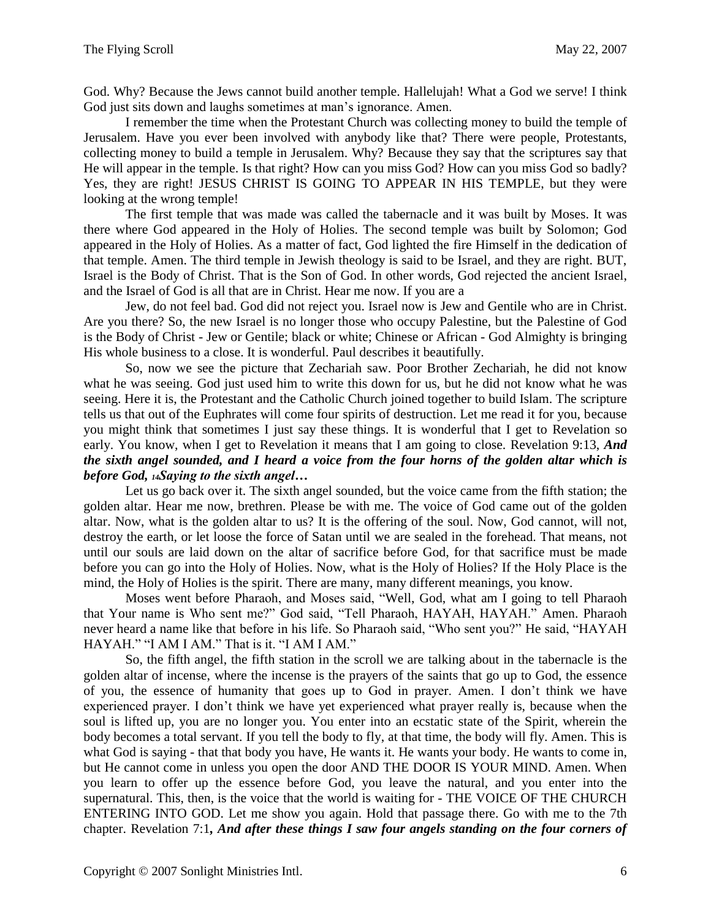God. Why? Because the Jews cannot build another temple. Hallelujah! What a God we serve! I think God just sits down and laughs sometimes at man's ignorance. Amen.

I remember the time when the Protestant Church was collecting money to build the temple of Jerusalem. Have you ever been involved with anybody like that? There were people, Protestants, collecting money to build a temple in Jerusalem. Why? Because they say that the scriptures say that He will appear in the temple. Is that right? How can you miss God? How can you miss God so badly? Yes, they are right! JESUS CHRIST IS GOING TO APPEAR IN HIS TEMPLE, but they were looking at the wrong temple!

The first temple that was made was called the tabernacle and it was built by Moses. It was there where God appeared in the Holy of Holies. The second temple was built by Solomon; God appeared in the Holy of Holies. As a matter of fact, God lighted the fire Himself in the dedication of that temple. Amen. The third temple in Jewish theology is said to be Israel, and they are right. BUT, Israel is the Body of Christ. That is the Son of God. In other words, God rejected the ancient Israel, and the Israel of God is all that are in Christ. Hear me now. If you are a

Jew, do not feel bad. God did not reject you. Israel now is Jew and Gentile who are in Christ. Are you there? So, the new Israel is no longer those who occupy Palestine, but the Palestine of God is the Body of Christ - Jew or Gentile; black or white; Chinese or African - God Almighty is bringing His whole business to a close. It is wonderful. Paul describes it beautifully.

So, now we see the picture that Zechariah saw. Poor Brother Zechariah, he did not know what he was seeing. God just used him to write this down for us, but he did not know what he was seeing. Here it is, the Protestant and the Catholic Church joined together to build Islam. The scripture tells us that out of the Euphrates will come four spirits of destruction. Let me read it for you, because you might think that sometimes I just say these things. It is wonderful that I get to Revelation so early. You know, when I get to Revelation it means that I am going to close. Revelation 9:13, ***And the sixth angel sounded, and I heard a voice from the four horns of the golden altar which is before God, 14Saying to the sixth angel…***

Let us go back over it. The sixth angel sounded, but the voice came from the fifth station; the golden altar. Hear me now, brethren. Please be with me. The voice of God came out of the golden altar. Now, what is the golden altar to us? It is the offering of the soul. Now, God cannot, will not, destroy the earth, or let loose the force of Satan until we are sealed in the forehead. That means, not until our souls are laid down on the altar of sacrifice before God, for that sacrifice must be made before you can go into the Holy of Holies. Now, what is the Holy of Holies? If the Holy Place is the mind, the Holy of Holies is the spirit. There are many, many different meanings, you know.

Moses went before Pharaoh, and Moses said, "Well, God, what am I going to tell Pharaoh that Your name is Who sent me?" God said, "Tell Pharaoh, HAYAH, HAYAH." Amen. Pharaoh never heard a name like that before in his life. So Pharaoh said, "Who sent you?" He said, "HAYAH HAYAH." "I AM I AM." That is it. "I AM I AM."

So, the fifth angel, the fifth station in the scroll we are talking about in the tabernacle is the golden altar of incense, where the incense is the prayers of the saints that go up to God, the essence of you, the essence of humanity that goes up to God in prayer. Amen. I don't think we have experienced prayer. I don't think we have yet experienced what prayer really is, because when the soul is lifted up, you are no longer you. You enter into an ecstatic state of the Spirit, wherein the body becomes a total servant. If you tell the body to fly, at that time, the body will fly. Amen. This is what God is saying - that that body you have, He wants it. He wants your body. He wants to come in, but He cannot come in unless you open the door AND THE DOOR IS YOUR MIND. Amen. When you learn to offer up the essence before God, you leave the natural, and you enter into the supernatural. This, then, is the voice that the world is waiting for - THE VOICE OF THE CHURCH ENTERING INTO GOD. Let me show you again. Hold that passage there. Go with me to the 7th chapter. Revelation 7:1***, And after these things I saw four angels standing on the four corners of***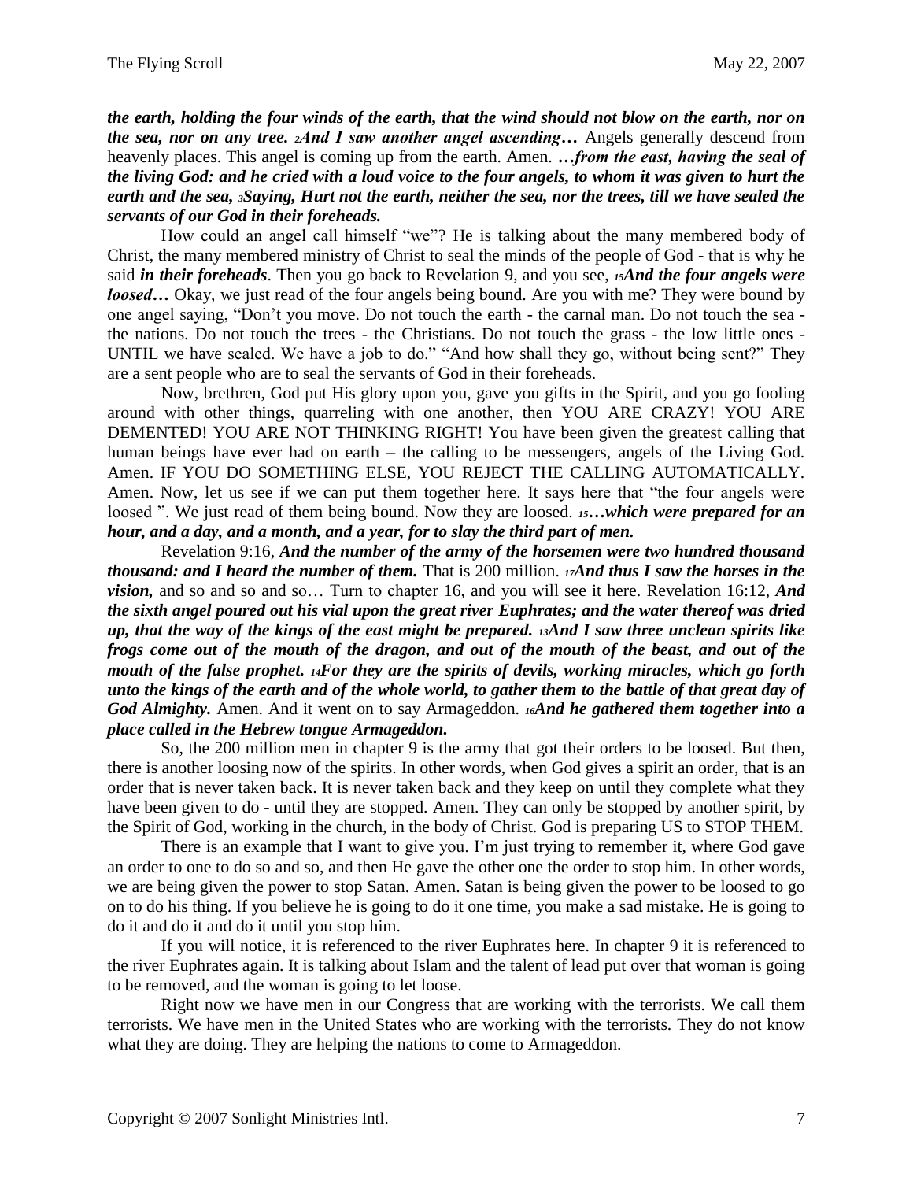***the earth, holding the four winds of the earth, that the wind should not blow on the earth, nor on the sea, nor on any tree. 2And I saw another angel ascending…*** Angels generally descend from heavenly places. This angel is coming up from the earth. Amen. ***…from the east, having the seal of the living God: and he cried with a loud voice to the four angels, to whom it was given to hurt the earth and the sea, 3Saying, Hurt not the earth, neither the sea, nor the trees, till we have sealed the servants of our God in their foreheads.***

How could an angel call himself "we"? He is talking about the many membered body of Christ, the many membered ministry of Christ to seal the minds of the people of God - that is why he said ***in their foreheads***. Then you go back to Revelation 9, and you see, ***15And the four angels were loosed…*** Okay, we just read of the four angels being bound. Are you with me? They were bound by one angel saying, "Don't you move. Do not touch the earth - the carnal man. Do not touch the sea - the nations. Do not touch the trees - the Christians. Do not touch the grass - the low little ones - UNTIL we have sealed. We have a job to do." "And how shall they go, without being sent?" They are a sent people who are to seal the servants of God in their foreheads.

Now, brethren, God put His glory upon you, gave you gifts in the Spirit, and you go fooling around with other things, quarreling with one another, then YOU ARE CRAZY! YOU ARE DEMENTED! YOU ARE NOT THINKING RIGHT! You have been given the greatest calling that human beings have ever had on earth – the calling to be messengers, angels of the Living God. Amen. IF YOU DO SOMETHING ELSE, YOU REJECT THE CALLING AUTOMATICALLY. Amen. Now, let us see if we can put them together here. It says here that "the four angels were loosed ". We just read of them being bound. Now they are loosed. ***15…which were prepared for an hour, and a day, and a month, and a year, for to slay the third part of men.***

Revelation 9:16, ***And the number of the army of the horsemen were two hundred thousand thousand: and I heard the number of them.*** That is 200 million. ***17And thus I saw the horses in the vision,*** and so and so and so… Turn to chapter 16, and you will see it here. Revelation 16:12, ***And the sixth angel poured out his vial upon the great river Euphrates; and the water thereof was dried up, that the way of the kings of the east might be prepared. 13And I saw three unclean spirits like frogs come out of the mouth of the dragon, and out of the mouth of the beast, and out of the mouth of the false prophet. 14For they are the spirits of devils, working miracles, which go forth unto the kings of the earth and of the whole world, to gather them to the battle of that great day of God Almighty.*** Amen. And it went on to say Armageddon. ***16And he gathered them together into a place called in the Hebrew tongue Armageddon.***

So, the 200 million men in chapter 9 is the army that got their orders to be loosed. But then, there is another loosing now of the spirits. In other words, when God gives a spirit an order, that is an order that is never taken back. It is never taken back and they keep on until they complete what they have been given to do - until they are stopped. Amen. They can only be stopped by another spirit, by the Spirit of God, working in the church, in the body of Christ. God is preparing US to STOP THEM.

There is an example that I want to give you. I'm just trying to remember it, where God gave an order to one to do so and so, and then He gave the other one the order to stop him. In other words, we are being given the power to stop Satan. Amen. Satan is being given the power to be loosed to go on to do his thing. If you believe he is going to do it one time, you make a sad mistake. He is going to do it and do it and do it until you stop him.

If you will notice, it is referenced to the river Euphrates here. In chapter 9 it is referenced to the river Euphrates again. It is talking about Islam and the talent of lead put over that woman is going to be removed, and the woman is going to let loose.

Right now we have men in our Congress that are working with the terrorists. We call them terrorists. We have men in the United States who are working with the terrorists. They do not know what they are doing. They are helping the nations to come to Armageddon.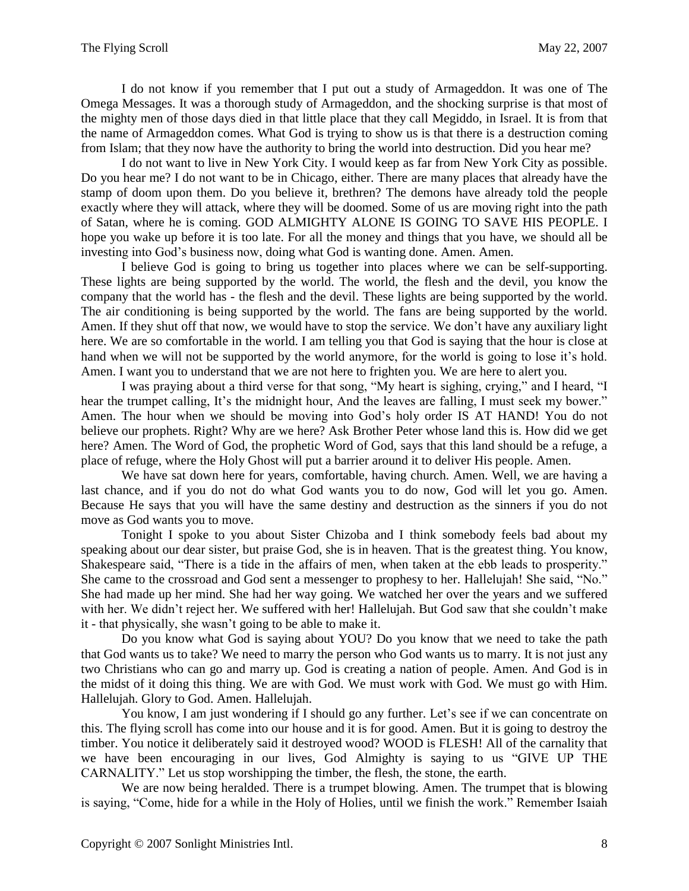I do not know if you remember that I put out a study of Armageddon. It was one of The Omega Messages. It was a thorough study of Armageddon, and the shocking surprise is that most of the mighty men of those days died in that little place that they call Megiddo, in Israel. It is from that the name of Armageddon comes. What God is trying to show us is that there is a destruction coming from Islam; that they now have the authority to bring the world into destruction. Did you hear me?

I do not want to live in New York City. I would keep as far from New York City as possible. Do you hear me? I do not want to be in Chicago, either. There are many places that already have the stamp of doom upon them. Do you believe it, brethren? The demons have already told the people exactly where they will attack, where they will be doomed. Some of us are moving right into the path of Satan, where he is coming. GOD ALMIGHTY ALONE IS GOING TO SAVE HIS PEOPLE. I hope you wake up before it is too late. For all the money and things that you have, we should all be investing into God's business now, doing what God is wanting done. Amen. Amen.

I believe God is going to bring us together into places where we can be self-supporting. These lights are being supported by the world. The world, the flesh and the devil, you know the company that the world has - the flesh and the devil. These lights are being supported by the world. The air conditioning is being supported by the world. The fans are being supported by the world. Amen. If they shut off that now, we would have to stop the service. We don't have any auxiliary light here. We are so comfortable in the world. I am telling you that God is saying that the hour is close at hand when we will not be supported by the world anymore, for the world is going to lose it's hold. Amen. I want you to understand that we are not here to frighten you. We are here to alert you.

I was praying about a third verse for that song, "My heart is sighing, crying," and I heard, "I hear the trumpet calling, It's the midnight hour, And the leaves are falling, I must seek my bower." Amen. The hour when we should be moving into God's holy order IS AT HAND! You do not believe our prophets. Right? Why are we here? Ask Brother Peter whose land this is. How did we get here? Amen. The Word of God, the prophetic Word of God, says that this land should be a refuge, a place of refuge, where the Holy Ghost will put a barrier around it to deliver His people. Amen.

We have sat down here for years, comfortable, having church. Amen. Well, we are having a last chance, and if you do not do what God wants you to do now, God will let you go. Amen. Because He says that you will have the same destiny and destruction as the sinners if you do not move as God wants you to move.

Tonight I spoke to you about Sister Chizoba and I think somebody feels bad about my speaking about our dear sister, but praise God, she is in heaven. That is the greatest thing. You know, Shakespeare said, "There is a tide in the affairs of men, when taken at the ebb leads to prosperity." She came to the crossroad and God sent a messenger to prophesy to her. Hallelujah! She said, "No." She had made up her mind. She had her way going. We watched her over the years and we suffered with her. We didn't reject her. We suffered with her! Hallelujah. But God saw that she couldn't make it - that physically, she wasn't going to be able to make it.

Do you know what God is saying about YOU? Do you know that we need to take the path that God wants us to take? We need to marry the person who God wants us to marry. It is not just any two Christians who can go and marry up. God is creating a nation of people. Amen. And God is in the midst of it doing this thing. We are with God. We must work with God. We must go with Him. Hallelujah. Glory to God. Amen. Hallelujah.

You know, I am just wondering if I should go any further. Let's see if we can concentrate on this. The flying scroll has come into our house and it is for good. Amen. But it is going to destroy the timber. You notice it deliberately said it destroyed wood? WOOD is FLESH! All of the carnality that we have been encouraging in our lives, God Almighty is saying to us "GIVE UP THE CARNALITY." Let us stop worshipping the timber, the flesh, the stone, the earth.

We are now being heralded. There is a trumpet blowing. Amen. The trumpet that is blowing is saying, "Come, hide for a while in the Holy of Holies, until we finish the work." Remember Isaiah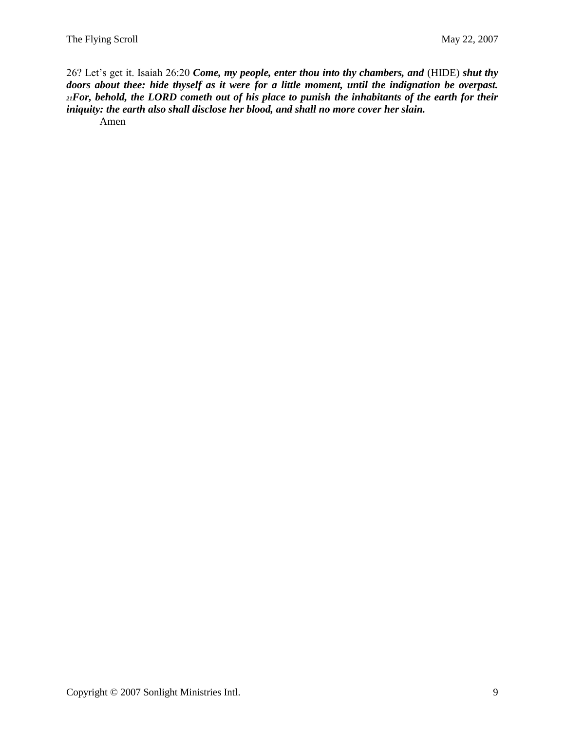26? Let's get it. Isaiah 26:20 ***Come, my people, enter thou into thy chambers, and*** (HIDE) ***shut thy doors about thee: hide thyself as it were for a little moment, until the indignation be overpast. 21For, behold, the LORD cometh out of his place to punish the inhabitants of the earth for their iniquity: the earth also shall disclose her blood, and shall no more cover her slain.***

Amen